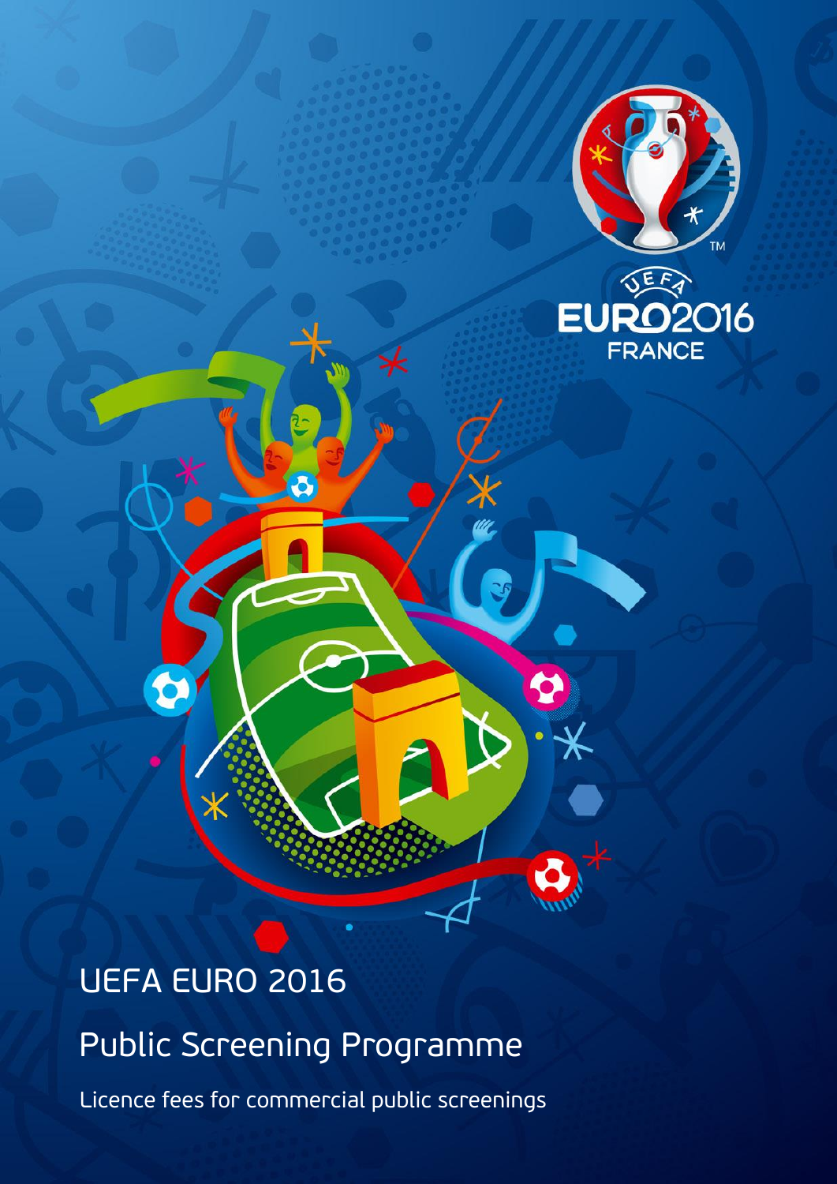# UEFA EURO 2016

## Public Screening Programme

Licence fees for commercial public screenings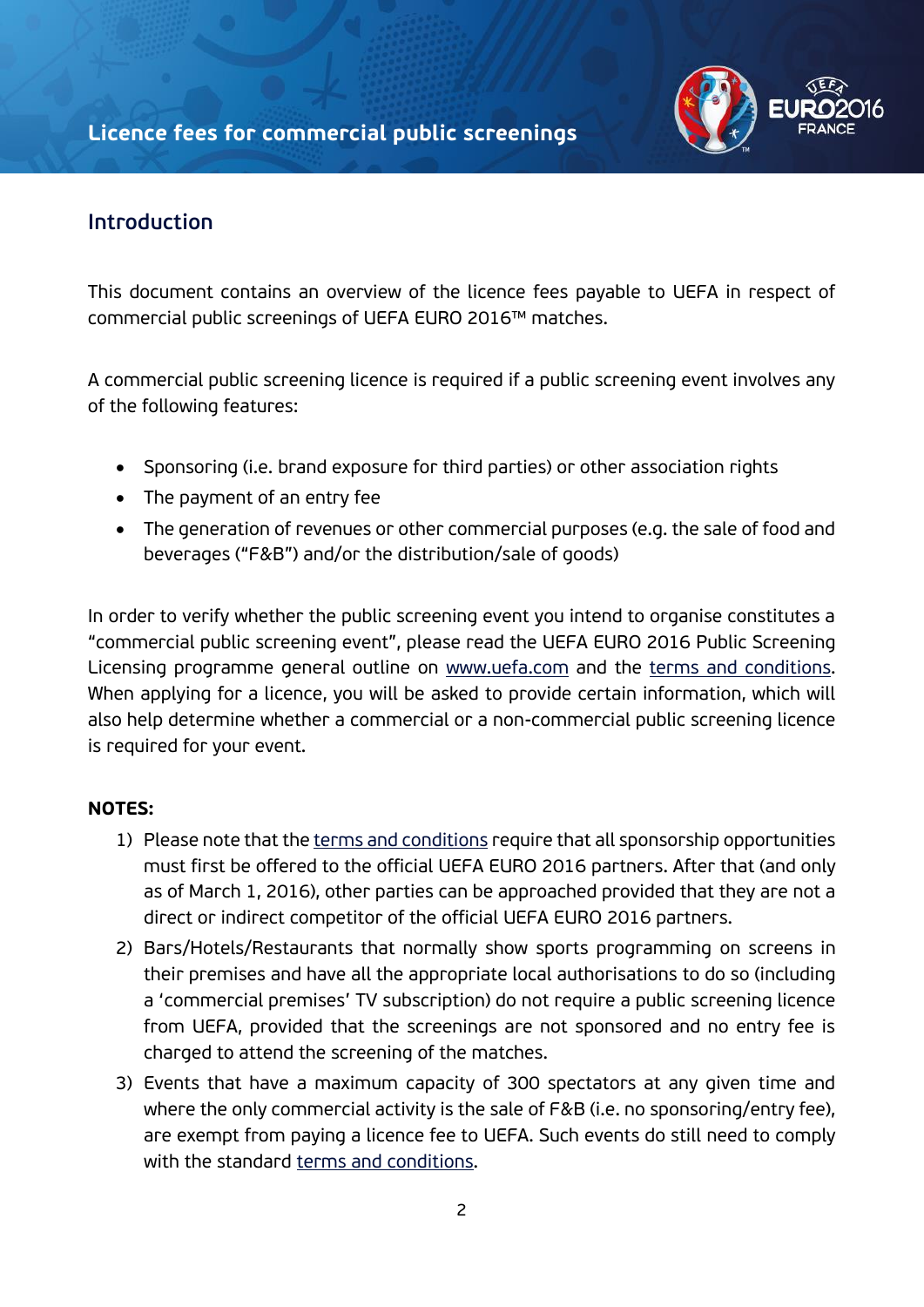# Licence fees for commercial public screenings

## Introduction

This document contains an overview of the licence fees payable to UEFA in respect of commercial public screenings of UEFA EURO 2016™ matches.

A commercial public screening licence is required if a public screening event involves any of the following features:

- Sponsoring (i.e. brand exposure for third parties) or other association rights
- The payment of an entry fee
- The generation of revenues or other commercial purposes (e.g. the sale of food and beverages ("F&B") and/or the distribution/sale of goods)

In order to verify whether the public screening event you intend to organise constitutes a "commercial public screening event", please read the UEFA EURO 2016 Public Screening Licensing programme general outline on www.uefa.com and the terms and conditions. When applying for a licence, you will be asked to provide certain information, which will also help determine whether a commercial or a non-commercial public screening licence is required for your event.

**NOTES:**

1) Please note that the terms and conditions require that all sponsorship opportunities must first be offered to the official UEFA EURO 2016 partners. After that (and only as of March 1, 2016), other parties can be approached provided that they are not a direct or indirect competitor of the official UEFA EURO 2016 partners.
2) Bars/Hotels/Restaurants that normally show sports programming on screens in their premises and have all the appropriate local authorisations to do so (including a 'commercial premises' TV subscription) do not require a public screening licence from UEFA, provided that the screenings are not sponsored and no entry fee is charged to attend the screening of the matches.
3) Events that have a maximum capacity of 300 spectators at any given time and where the only commercial activity is the sale of F&B (i.e. no sponsoring/entry fee), are exempt from paying a licence fee to UEFA. Such events do still need to comply with the standard terms and conditions.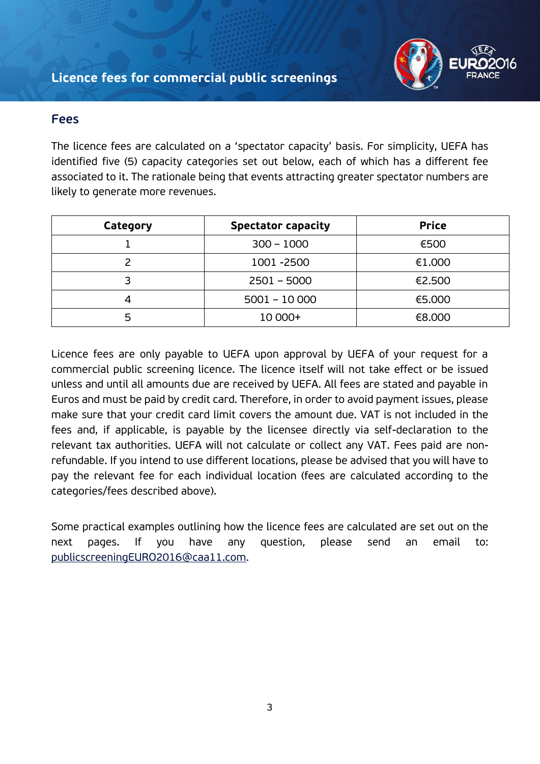# Licence fees for commercial public screenings

## Fees

The licence fees are calculated on a 'spectator capacity' basis. For simplicity, UEFA has identified five (5) capacity categories set out below, each of which has a different fee associated to it. The rationale being that events attracting greater spectator numbers are likely to generate more revenues.

| Category | Spectator capacity | Price |
|---|---|---|
| 1 | 300 – 1000 | €500 |
| 2 | 1001 -2500 | €1.000 |
| 3 | 2501 – 5000 | €2.500 |
| 4 | 5001 – 10 000 | €5.000 |
| 5 | 10 000+ | €8.000 |

Licence fees are only payable to UEFA upon approval by UEFA of your request for a commercial public screening licence. The licence itself will not take effect or be issued unless and until all amounts due are received by UEFA. All fees are stated and payable in Euros and must be paid by credit card. Therefore, in order to avoid payment issues, please make sure that your credit card limit covers the amount due. VAT is not included in the fees and, if applicable, is payable by the licensee directly via self-declaration to the relevant tax authorities. UEFA will not calculate or collect any VAT. Fees paid are non-refundable. If you intend to use different locations, please be advised that you will have to pay the relevant fee for each individual location (fees are calculated according to the categories/fees described above).

Some practical examples outlining how the licence fees are calculated are set out on the next pages. If you have any question, please send an email to: publicscreeningEURO2016@caa11.com.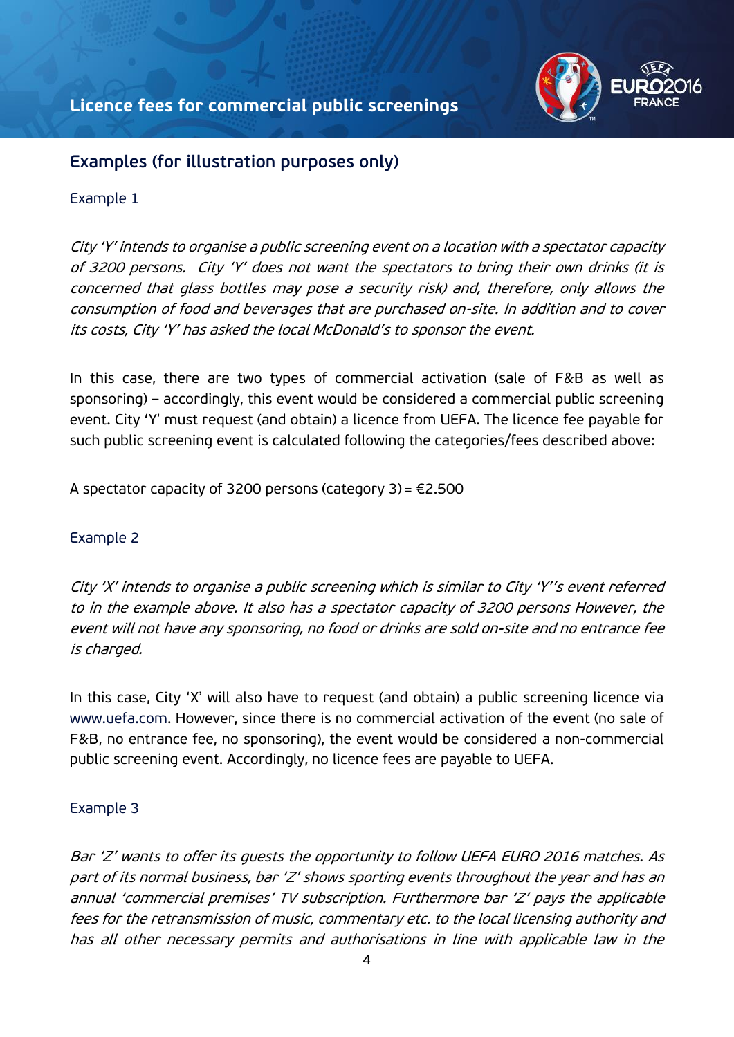## Examples (for illustration purposes only)

### Example 1

*City 'Y' intends to organise a public screening event on a location with a spectator capacity of 3200 persons. City 'Y' does not want the spectators to bring their own drinks (it is concerned that glass bottles may pose a security risk) and, therefore, only allows the consumption of food and beverages that are purchased on-site. In addition and to cover its costs, City 'Y' has asked the local McDonald's to sponsor the event.*

In this case, there are two types of commercial activation (sale of F&B as well as sponsoring) – accordingly, this event would be considered a commercial public screening event. City 'Y' must request (and obtain) a licence from UEFA. The licence fee payable for such public screening event is calculated following the categories/fees described above:

A spectator capacity of 3200 persons (category 3) = €2.500

### Example 2

*City 'X' intends to organise a public screening which is similar to City 'Y''s event referred to in the example above. It also has a spectator capacity of 3200 persons However, the event will not have any sponsoring, no food or drinks are sold on-site and no entrance fee is charged.*

In this case, City 'X' will also have to request (and obtain) a public screening licence via www.uefa.com. However, since there is no commercial activation of the event (no sale of F&B, no entrance fee, no sponsoring), the event would be considered a non-commercial public screening event. Accordingly, no licence fees are payable to UEFA.

### Example 3

*Bar 'Z' wants to offer its guests the opportunity to follow UEFA EURO 2016 matches. As part of its normal business, bar 'Z' shows sporting events throughout the year and has an annual 'commercial premises' TV subscription. Furthermore bar 'Z' pays the applicable fees for the retransmission of music, commentary etc. to the local licensing authority and has all other necessary permits and authorisations in line with applicable law in the*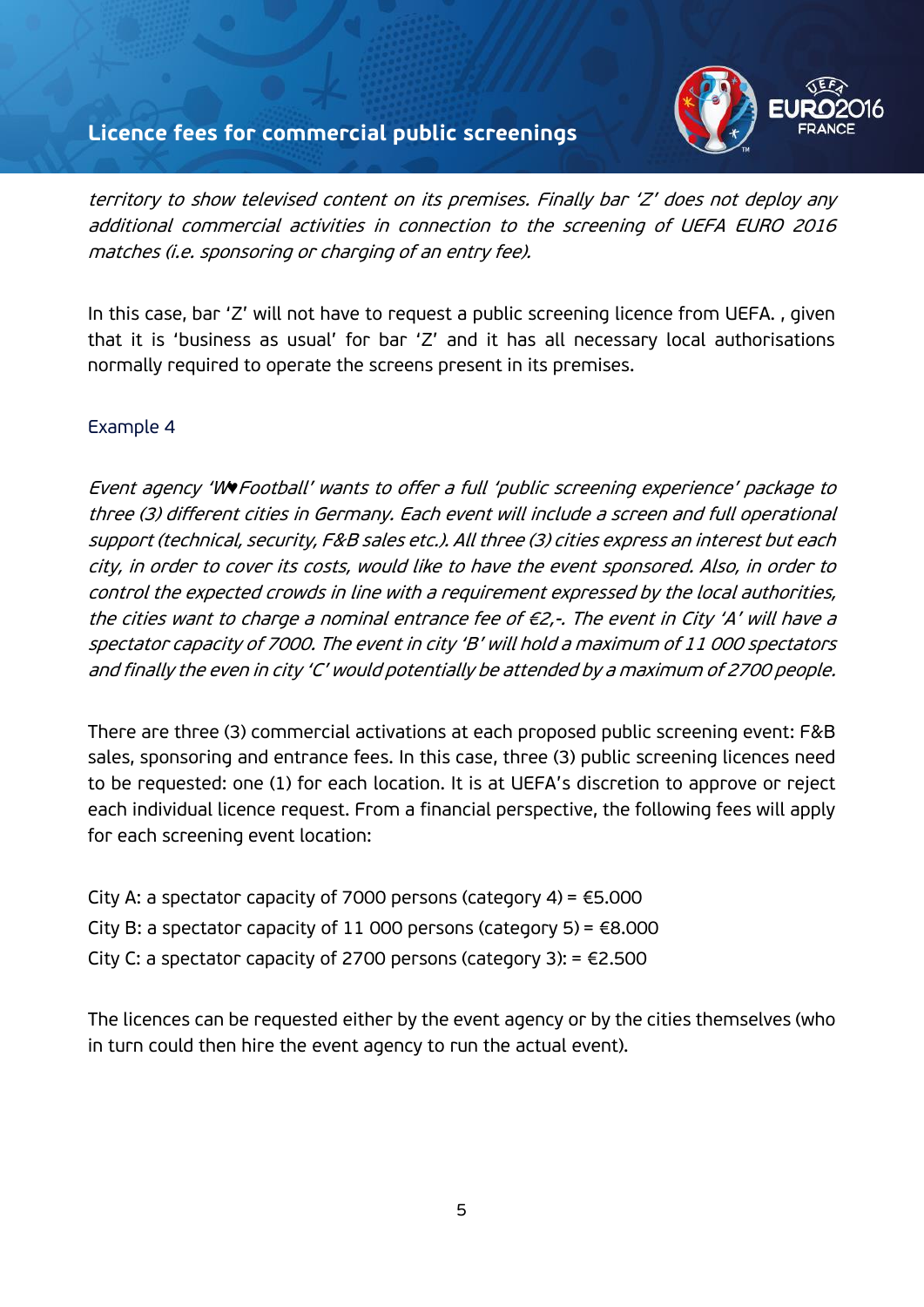*territory to show televised content on its premises. Finally bar 'Z' does not deploy any additional commercial activities in connection to the screening of UEFA EURO 2016 matches (i.e. sponsoring or charging of an entry fee).*

In this case, bar 'Z' will not have to request a public screening licence from UEFA. , given that it is 'business as usual' for bar 'Z' and it has all necessary local authorisations normally required to operate the screens present in its premises.

### Example 4

*Event agency 'W♥Football' wants to offer a full 'public screening experience' package to three (3) different cities in Germany. Each event will include a screen and full operational support (technical, security, F&B sales etc.). All three (3) cities express an interest but each city, in order to cover its costs, would like to have the event sponsored. Also, in order to control the expected crowds in line with a requirement expressed by the local authorities, the cities want to charge a nominal entrance fee of €2,-. The event in City 'A' will have a spectator capacity of 7000. The event in city 'B' will hold a maximum of 11 000 spectators and finally the even in city 'C' would potentially be attended by a maximum of 2700 people.*

There are three (3) commercial activations at each proposed public screening event: F&B sales, sponsoring and entrance fees. In this case, three (3) public screening licences need to be requested: one (1) for each location. It is at UEFA's discretion to approve or reject each individual licence request. From a financial perspective, the following fees will apply for each screening event location:

City A: a spectator capacity of 7000 persons (category 4) = €5.000
City B: a spectator capacity of 11 000 persons (category 5) = €8.000
City C: a spectator capacity of 2700 persons (category 3): = €2.500

The licences can be requested either by the event agency or by the cities themselves (who in turn could then hire the event agency to run the actual event).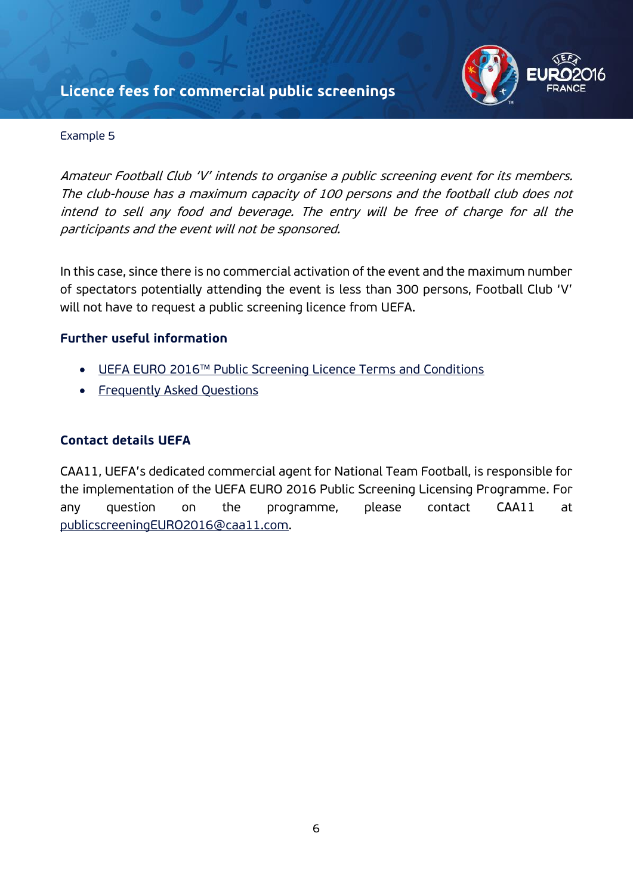Example 5

*Amateur Football Club 'V' intends to organise a public screening event for its members. The club-house has a maximum capacity of 100 persons and the football club does not intend to sell any food and beverage. The entry will be free of charge for all the participants and the event will not be sponsored.*

In this case, since there is no commercial activation of the event and the maximum number of spectators potentially attending the event is less than 300 persons, Football Club 'V' will not have to request a public screening licence from UEFA.

## Further useful information

- UEFA EURO 2016™ Public Screening Licence Terms and Conditions
- Frequently Asked Questions

## Contact details UEFA

CAA11, UEFA's dedicated commercial agent for National Team Football, is responsible for the implementation of the UEFA EURO 2016 Public Screening Licensing Programme. For any question on the programme, please contact CAA11 at publicscreeningEURO2016@caa11.com.